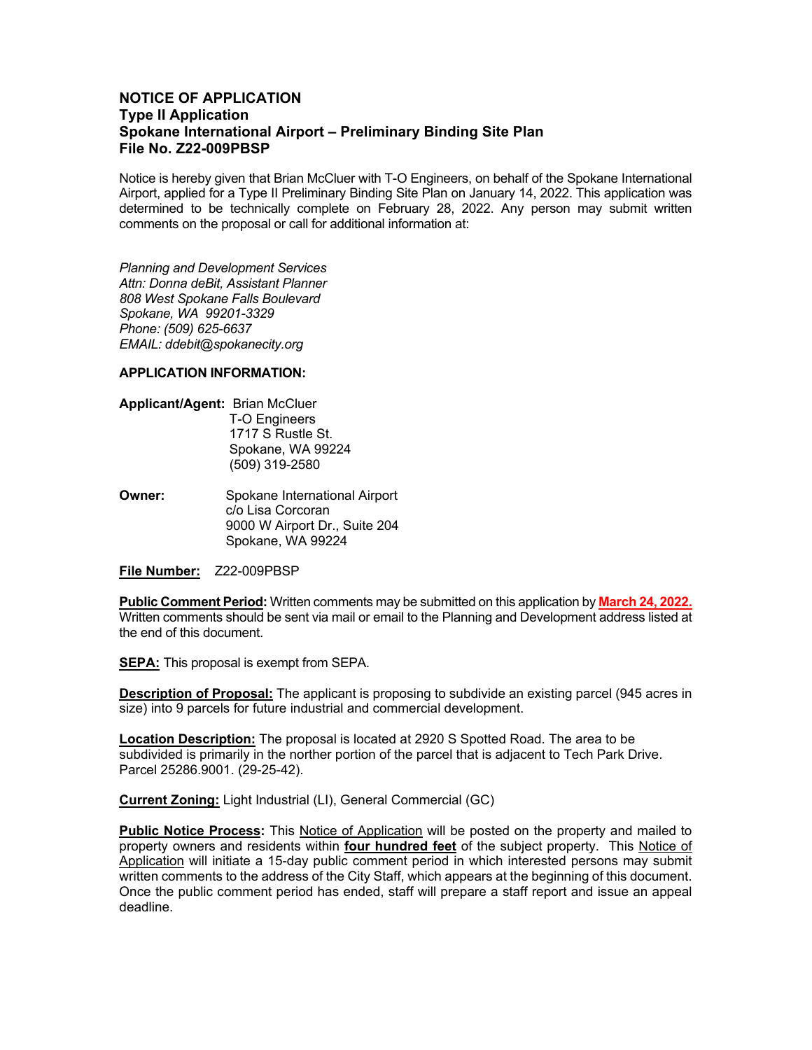# NOTICE OF APPLICATION
## Type II Application
## Spokane International Airport – Preliminary Binding Site Plan
## File No. Z22-009PBSP

Notice is hereby given that Brian McCluer with T-O Engineers, on behalf of the Spokane International Airport, applied for a Type II Preliminary Binding Site Plan on January 14, 2022. This application was determined to be technically complete on February 28, 2022. Any person may submit written comments on the proposal or call for additional information at:

*Planning and Development Services*
*Attn: Donna deBit, Assistant Planner*
*808 West Spokane Falls Boulevard*
*Spokane, WA 99201-3329*
*Phone: (509) 625-6637*
*EMAIL: ddebit@spokanecity.org*

**APPLICATION INFORMATION:**

**Applicant/Agent:** Brian McCluer
T-O Engineers
1717 S Rustle St.
Spokane, WA 99224
(509) 319-2580

**Owner:** Spokane International Airport
c/o Lisa Corcoran
9000 W Airport Dr., Suite 204
Spokane, WA 99224

**File Number:** Z22-009PBSP

**Public Comment Period:** Written comments may be submitted on this application by **March 24, 2022.** Written comments should be sent via mail or email to the Planning and Development address listed at the end of this document.

**SEPA:** This proposal is exempt from SEPA.

**Description of Proposal:** The applicant is proposing to subdivide an existing parcel (945 acres in size) into 9 parcels for future industrial and commercial development.

**Location Description:** The proposal is located at 2920 S Spotted Road. The area to be subdivided is primarily in the norther portion of the parcel that is adjacent to Tech Park Drive. Parcel 25286.9001. (29-25-42).

**Current Zoning:** Light Industrial (LI), General Commercial (GC)

**Public Notice Process:** This Notice of Application will be posted on the property and mailed to property owners and residents within **four hundred feet** of the subject property. This Notice of Application will initiate a 15-day public comment period in which interested persons may submit written comments to the address of the City Staff, which appears at the beginning of this document. Once the public comment period has ended, staff will prepare a staff report and issue an appeal deadline.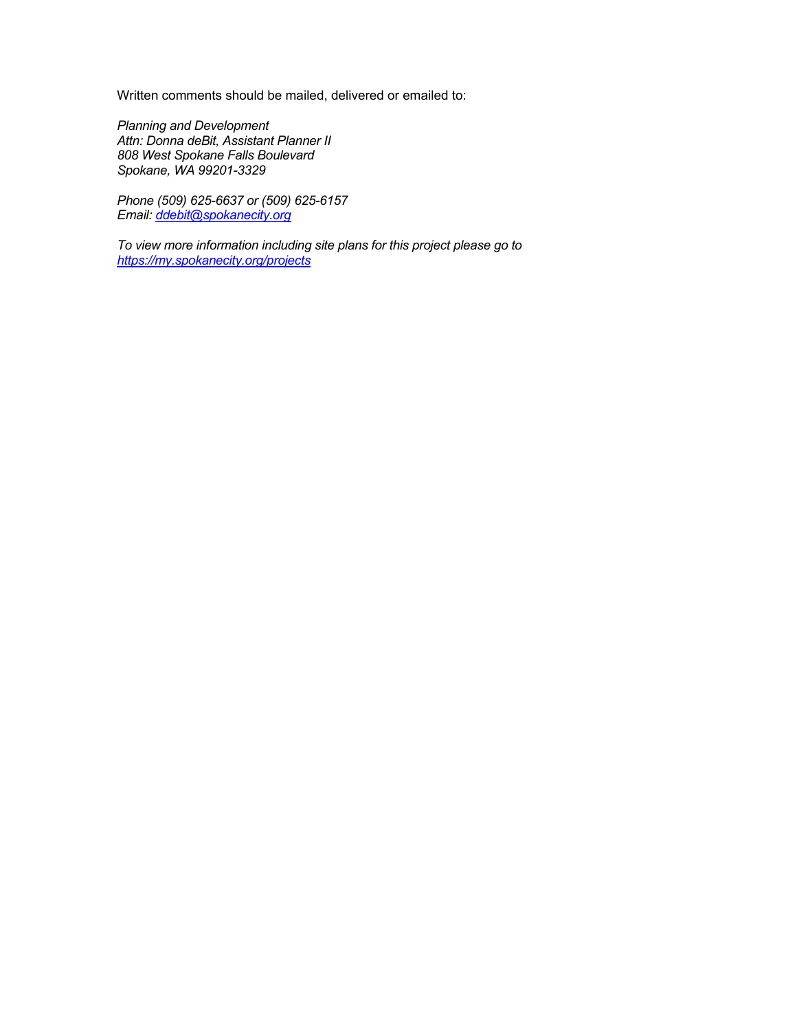Written comments should be mailed, delivered or emailed to:

*Planning and Development*
*Attn: Donna deBit, Assistant Planner II*
*808 West Spokane Falls Boulevard*
*Spokane, WA 99201-3329*

*Phone (509) 625-6637 or (509) 625-6157*
*Email: [ddebit@spokanecity.org](mailto:ddebit@spokanecity.org)*

*To view more information including site plans for this project please go to [https://my.spokanecity.org/projects](https://my.spokanecity.org/projects)*